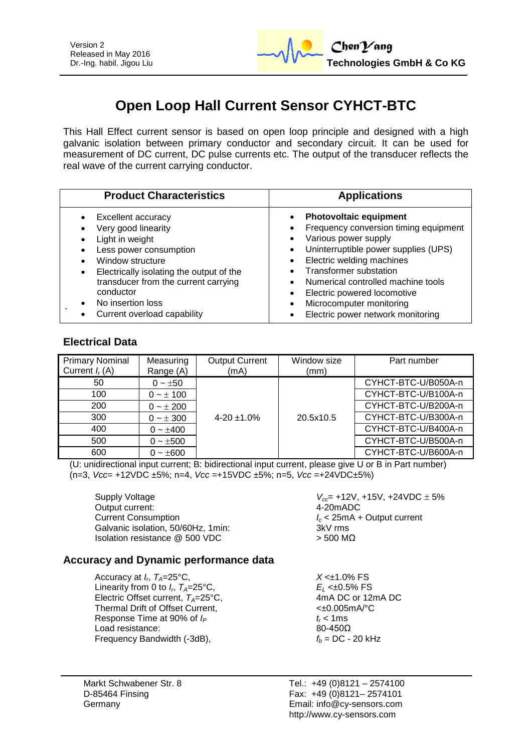Version 2
Released in May 2016
Dr.-Ing. habil. Jigou Liu

**ChenYang Technologies GmbH & Co KG**

# Open Loop Hall Current Sensor CYHCT-BTC

This Hall Effect current sensor is based on open loop principle and designed with a high galvanic isolation between primary conductor and secondary circuit. It can be used for measurement of DC current, DC pulse currents etc. The output of the transducer reflects the real wave of the current carrying conductor.

| Product Characteristics | Applications |
|---|---|
| • Excellent accuracy<br>• Very good linearity<br>• Light in weight<br>• Less power consumption<br>• Window structure<br>• Electrically isolating the output of the transducer from the current carrying conductor<br>• No insertion loss<br>• Current overload capability | • **Photovoltaic equipment**<br>• Frequency conversion timing equipment<br>• Various power supply<br>• Uninterruptible power supplies (UPS)<br>• Electric welding machines<br>• Transformer substation<br>• Numerical controlled machine tools<br>• Electric powered locomotive<br>• Microcomputer monitoring<br>• Electric power network monitoring |

## Electrical Data

| Primary Nominal Current $I_r$ (A) | Measuring Range (A) | Output Current (mA) | Window size (mm) | Part number |
|---|---|---|---|---|
| 50 | 0 ~ ±50 | 4-20 ±1.0% | 20.5x10.5 | CYHCT-BTC-U/B050A-n |
| 100 | 0 ~ ± 100 | | | CYHCT-BTC-U/B100A-n |
| 200 | 0 ~ ± 200 | | | CYHCT-BTC-U/B200A-n |
| 300 | 0 ~ ± 300 | | | CYHCT-BTC-U/B300A-n |
| 400 | 0 ~ ±400 | | | CYHCT-BTC-U/B400A-n |
| 500 | 0 ~ ±500 | | | CYHCT-BTC-U/B500A-n |
| 600 | 0 ~ ±600 | | | CYHCT-BTC-U/B600A-n |

(U: unidirectional input current; B: bidirectional input current, please give U or B in Part number)
(n=3, $Vcc$= +12VDC ±5%; n=4, $Vcc$ =+15VDC ±5%; n=5, $Vcc$ =+24VDC±5%)

| | |
|---|---|
| Supply Voltage | $V_{cc}$= +12V, +15V, +24VDC ± 5% |
| Output current: | 4-20mADC |
| Current Consumption | $I_c$ < 25mA + Output current |
| Galvanic isolation, 50/60Hz, 1min: | 3kV rms |
| Isolation resistance @ 500 VDC | > 500 MΩ |

## Accuracy and Dynamic performance data

| | |
|---|---|
| Accuracy at $I_r$, $T_A$=25°C, | $X$ <±1.0% FS |
| Linearity from 0 to $I_r$, $T_A$=25°C, | $E_L$ <±0.5% FS |
| Electric Offset current, $T_A$=25°C, | 4mA DC or 12mA DC |
| Thermal Drift of Offset Current, | <±0.005mA/°C |
| Response Time at 90% of $I_P$ | $t_r$ < 1ms |
| Load resistance: | 80-450Ω |
| Frequency Bandwidth (-3dB), | $f_b$ = DC - 20 kHz |

Markt Schwabener Str. 8
D-85464 Finsing
Germany

Tel.: +49 (0)8121 – 2574100
Fax: +49 (0)8121– 2574101
Email: info@cy-sensors.com
http://www.cy-sensors.com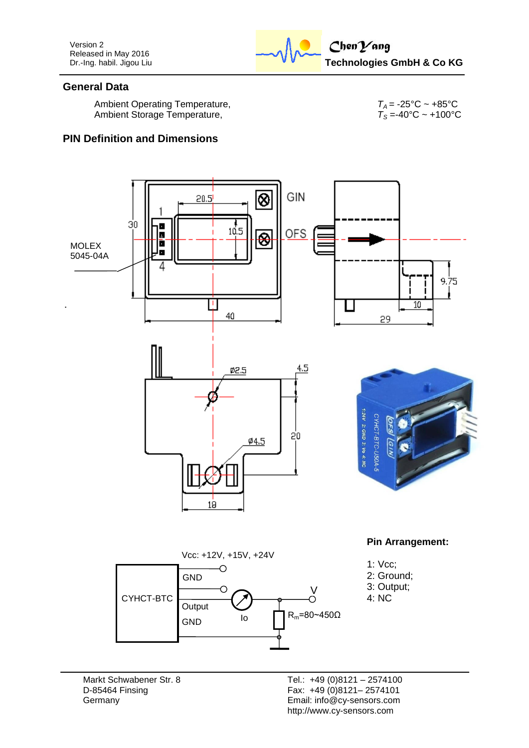## General Data

Ambient Operating Temperature, $T_A$ = -25°C ~ +85°C
Ambient Storage Temperature, $T_S$ =-40°C ~ +100°C

## PIN Definition and Dimensions

MOLEX 5045-04A

Vcc: +12V, +15V, +24V

**Pin Arrangement:**

1: Vcc;
2: Ground;
3: Output;
4: NC

Markt Schwabener Str. 8
D-85464 Finsing
Germany

Tel.: +49 (0)8121 – 2574100
Fax: +49 (0)8121– 2574101
Email: info@cy-sensors.com
http://www.cy-sensors.com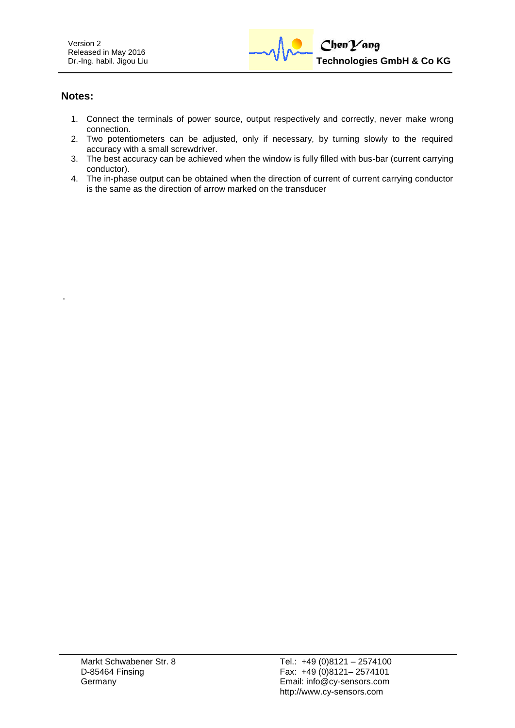## Notes:

1. Connect the terminals of power source, output respectively and correctly, never make wrong connection.
2. Two potentiometers can be adjusted, only if necessary, by turning slowly to the required accuracy with a small screwdriver.
3. The best accuracy can be achieved when the window is fully filled with bus-bar (current carrying conductor).
4. The in-phase output can be obtained when the direction of current of current carrying conductor is the same as the direction of arrow marked on the transducer

.